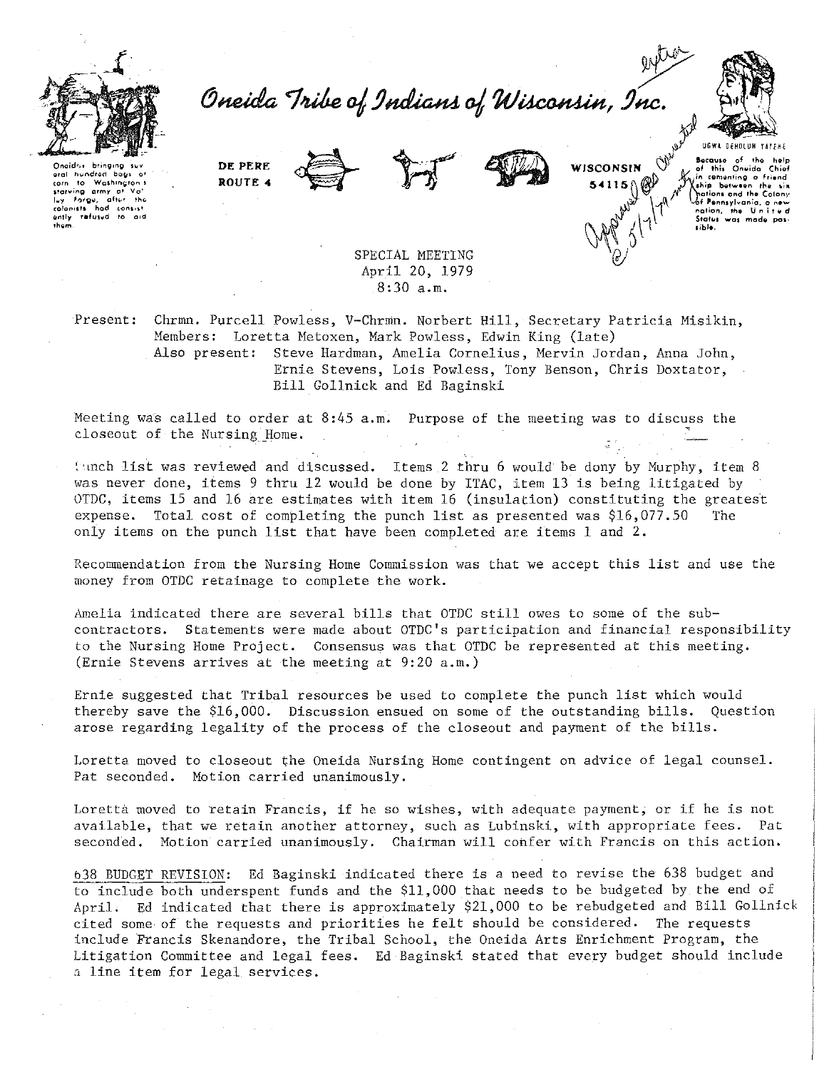# Oneida Tribe of Indians of Wisconsin, Inc.

Oneidas bringing several hundred bags of corn to Washington's starving army at Valley Forge, after the colonists had consistently refused to aid them.

DE PERE
ROUTE 4

WISCONSIN
54115

UGWA DEHOLUN YATEHE
Because of the help of this Oneida Chief in cementing a friendship between the six nations and the Colony of Pennsylvania, a new nation, the United States was made possible.

extra

Approved as corrected 5/7/79 mtg

SPECIAL MEETING
April 20, 1979
8:30 a.m.

Present: Chrmn. Purcell Powless, V-Chrmn. Norbert Hill, Secretary Patricia Misikin, Members: Loretta Metoxen, Mark Powless, Edwin King (late)
Also present: Steve Hardman, Amelia Cornelius, Mervin Jordan, Anna John, Ernie Stevens, Lois Powless, Tony Benson, Chris Doxtator, Bill Gollnick and Ed Baginski

Meeting was called to order at 8:45 a.m. Purpose of the meeting was to discuss the closeout of the Nursing Home.

Punch list was reviewed and discussed. Items 2 thru 6 would be dony by Murphy, item 8 was never done, items 9 thru 12 would be done by ITAC, item 13 is being litigated by OTDC, items 15 and 16 are estimates with item 16 (insulation) constituting the greatest expense. Total cost of completing the punch list as presented was $16,077.50 The only items on the punch list that have been completed are items 1 and 2.

Recommendation from the Nursing Home Commission was that we accept this list and use the money from OTDC retainage to complete the work.

Amelia indicated there are several bills that OTDC still owes to some of the subcontractors. Statements were made about OTDC's participation and financial responsibility to the Nursing Home Project. Consensus was that OTDC be represented at this meeting. (Ernie Stevens arrives at the meeting at 9:20 a.m.)

Ernie suggested that Tribal resources be used to complete the punch list which would thereby save the $16,000. Discussion ensued on some of the outstanding bills. Question arose regarding legality of the process of the closeout and payment of the bills.

Loretta moved to closeout the Oneida Nursing Home contingent on advice of legal counsel. Pat seconded. Motion carried unanimously.

Loretta moved to retain Francis, if he so wishes, with adequate payment, or if he is not available, that we retain another attorney, such as Lubinski, with appropriate fees. Pat seconded. Motion carried unanimously. Chairman will confer with Francis on this action.

638 BUDGET REVISION: Ed Baginski indicated there is a need to revise the 638 budget and to include both underspent funds and the $11,000 that needs to be budgeted by the end of April. Ed indicated that there is approximately $21,000 to be rebudgeted and Bill Gollnick cited some of the requests and priorities he felt should be considered. The requests include Francis Skenandore, the Tribal School, the Oneida Arts Enrichment Program, the Litigation Committee and legal fees. Ed Baginski stated that every budget should include a line item for legal services.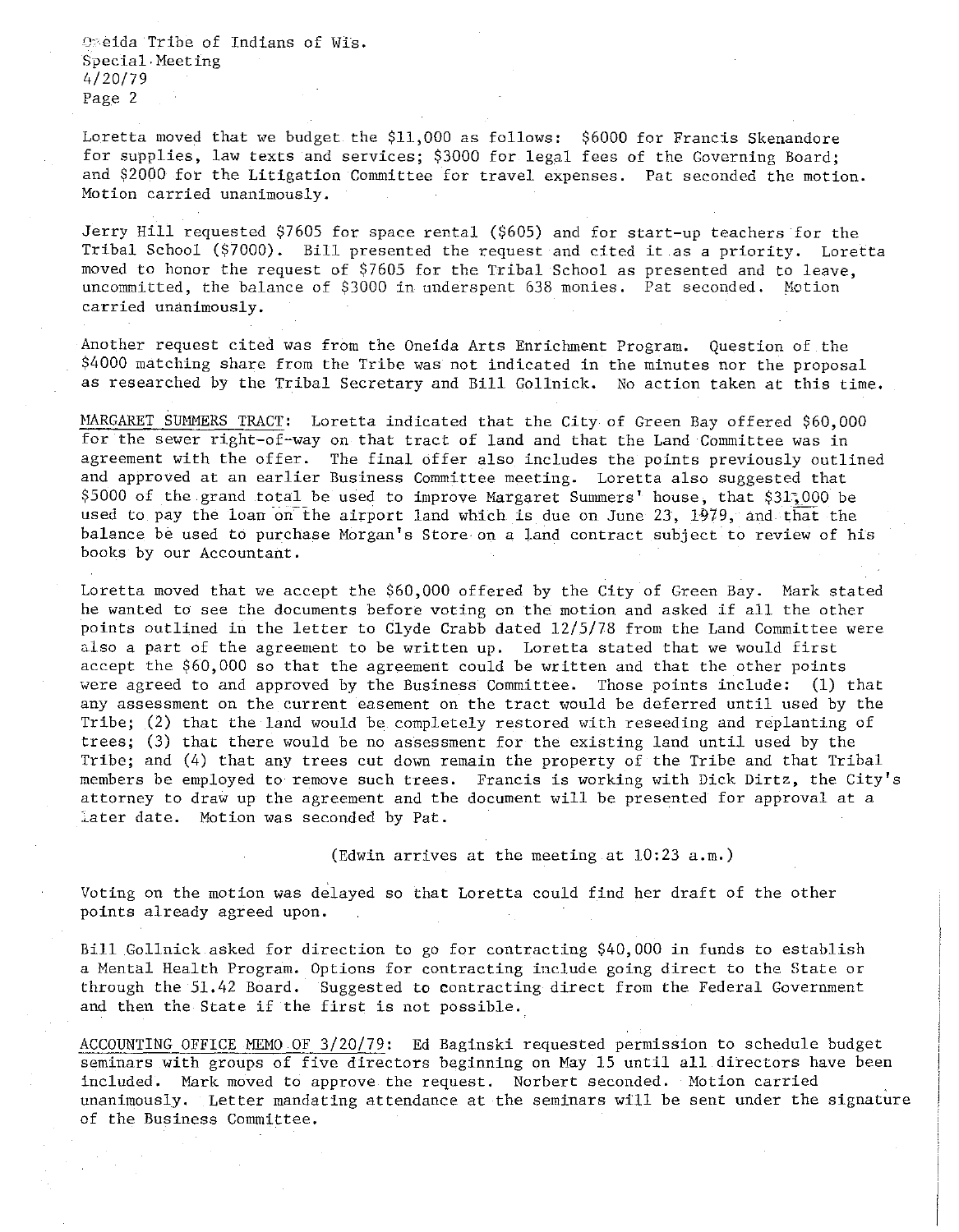Loretta moved that we budget the $11,000 as follows: $6000 for Francis Skenandore for supplies, law texts and services; $3000 for legal fees of the Governing Board; and $2000 for the Litigation Committee for travel expenses. Pat seconded the motion. Motion carried unanimously.

Jerry Hill requested $7605 for space rental ($605) and for start-up teachers for the Tribal School ($7000). Bill presented the request and cited it as a priority. Loretta moved to honor the request of $7605 for the Tribal School as presented and to leave, uncommitted, the balance of $3000 in underspent 638 monies. Pat seconded. Motion carried unanimously.

Another request cited was from the Oneida Arts Enrichment Program. Question of the $4000 matching share from the Tribe was not indicated in the minutes nor the proposal as researched by the Tribal Secretary and Bill Gollnick. No action taken at this time.

MARGARET SUMMERS TRACT: Loretta indicated that the City of Green Bay offered $60,000 for the sewer right-of-way on that tract of land and that the Land Committee was in agreement with the offer. The final offer also includes the points previously outlined and approved at an earlier Business Committee meeting. Loretta also suggested that $5000 of the grand total be used to improve Margaret Summers' house, that $31,000 be used to pay the loan on the airport land which is due on June 23, 1979, and that the balance be used to purchase Morgan's Store on a land contract subject to review of his books by our Accountant.

Loretta moved that we accept the $60,000 offered by the City of Green Bay. Mark stated he wanted to see the documents before voting on the motion and asked if all the other points outlined in the letter to Clyde Crabb dated 12/5/78 from the Land Committee were also a part of the agreement to be written up. Loretta stated that we would first accept the $60,000 so that the agreement could be written and that the other points were agreed to and approved by the Business Committee. Those points include: (1) that any assessment on the current easement on the tract would be deferred until used by the Tribe; (2) that the land would be completely restored with reseeding and replanting of trees; (3) that there would be no assessment for the existing land until used by the Tribe; and (4) that any trees cut down remain the property of the Tribe and that Tribal members be employed to remove such trees. Francis is working with Dick Dirtz, the City's attorney to draw up the agreement and the document will be presented for approval at a later date. Motion was seconded by Pat.

(Edwin arrives at the meeting at 10:23 a.m.)

Voting on the motion was delayed so that Loretta could find her draft of the other points already agreed upon.

Bill Gollnick asked for direction to go for contracting $40,000 in funds to establish a Mental Health Program. Options for contracting include going direct to the State or through the 51.42 Board. Suggested to contracting direct from the Federal Government and then the State if the first is not possible.

ACCOUNTING OFFICE MEMO OF 3/20/79: Ed Baginski requested permission to schedule budget seminars with groups of five directors beginning on May 15 until all directors have been included. Mark moved to approve the request. Norbert seconded. Motion carried unanimously. Letter mandating attendance at the seminars will be sent under the signature of the Business Committee.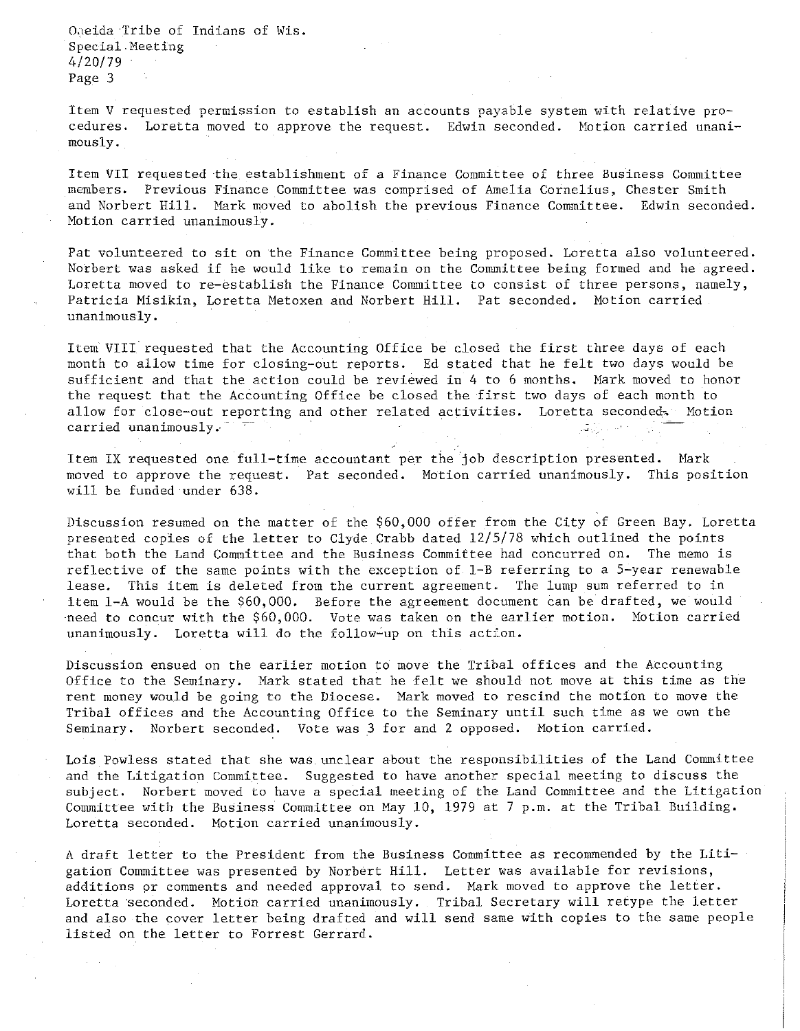Item V requested permission to establish an accounts payable system with relative procedures. Loretta moved to approve the request. Edwin seconded. Motion carried unanimously.

Item VII requested the establishment of a Finance Committee of three Business Committee members. Previous Finance Committee was comprised of Amelia Cornelius, Chester Smith and Norbert Hill. Mark moved to abolish the previous Finance Committee. Edwin seconded. Motion carried unanimously.

Pat volunteered to sit on the Finance Committee being proposed. Loretta also volunteered. Norbert was asked if he would like to remain on the Committee being formed and he agreed. Loretta moved to re-establish the Finance Committee to consist of three persons, namely, Patricia Misikin, Loretta Metoxen and Norbert Hill. Pat seconded. Motion carried unanimously.

Item VIII requested that the Accounting Office be closed the first three days of each month to allow time for closing-out reports. Ed stated that he felt two days would be sufficient and that the action could be reviewed in 4 to 6 months. Mark moved to honor the request that the Accounting Office be closed the first two days of each month to allow for close-out reporting and other related activities. Loretta seconded. Motion carried unanimously.

Item IX requested one full-time accountant per the job description presented. Mark moved to approve the request. Pat seconded. Motion carried unanimously. This position will be funded under 638.

Discussion resumed on the matter of the $60,000 offer from the City of Green Bay. Loretta presented copies of the letter to Clyde Crabb dated 12/5/78 which outlined the points that both the Land Committee and the Business Committee had concurred on. The memo is reflective of the same points with the exception of 1-B referring to a 5-year renewable lease. This item is deleted from the current agreement. The lump sum referred to in item 1-A would be the $60,000. Before the agreement document can be drafted, we would need to concur with the $60,000. Vote was taken on the earlier motion. Motion carried unanimously. Loretta will do the follow-up on this action.

Discussion ensued on the earlier motion to move the Tribal offices and the Accounting Office to the Seminary. Mark stated that he felt we should not move at this time as the rent money would be going to the Diocese. Mark moved to rescind the motion to move the Tribal offices and the Accounting Office to the Seminary until such time as we own the Seminary. Norbert seconded. Vote was 3 for and 2 opposed. Motion carried.

Lois Powless stated that she was unclear about the responsibilities of the Land Committee and the Litigation Committee. Suggested to have another special meeting to discuss the subject. Norbert moved to have a special meeting of the Land Committee and the Litigation Committee with the Business Committee on May 10, 1979 at 7 p.m. at the Tribal Building. Loretta seconded. Motion carried unanimously.

A draft letter to the President from the Business Committee as recommended by the Litigation Committee was presented by Norbert Hill. Letter was available for revisions, additions or comments and needed approval to send. Mark moved to approve the letter. Loretta seconded. Motion carried unanimously. Tribal Secretary will retype the letter and also the cover letter being drafted and will send same with copies to the same people listed on the letter to Forrest Gerrard.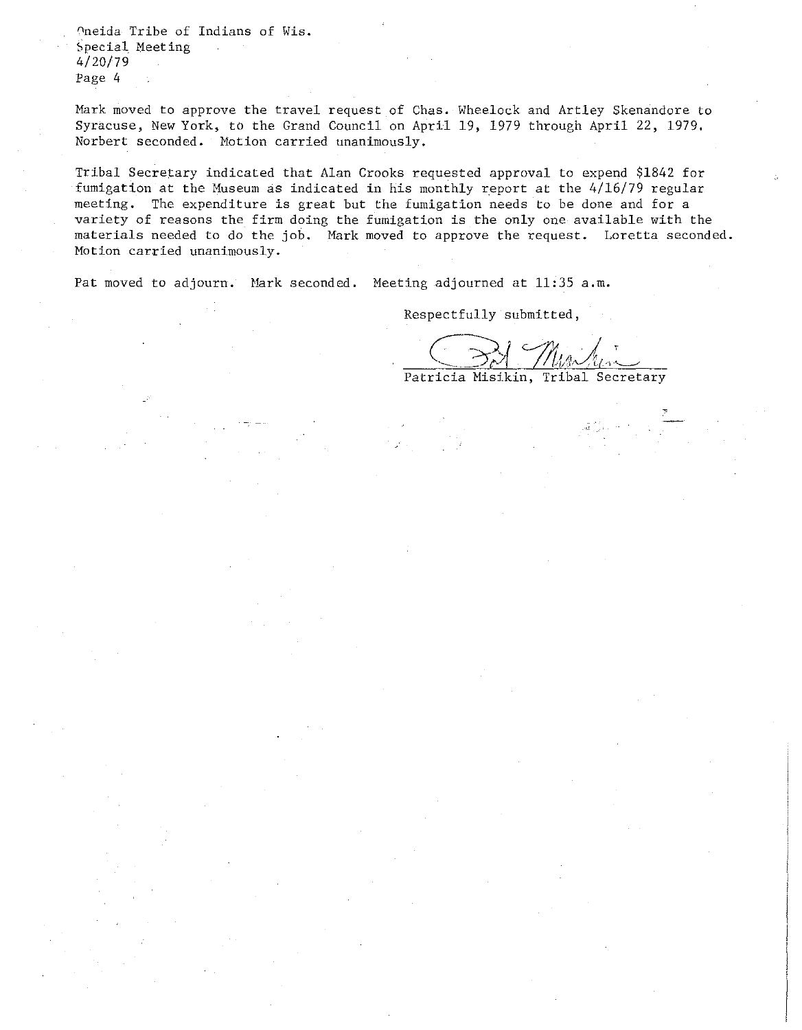Mark moved to approve the travel request of Chas. Wheelock and Artley Skenandore to Syracuse, New York, to the Grand Council on April 19, 1979 through April 22, 1979. Norbert seconded. Motion carried unanimously.

Tribal Secretary indicated that Alan Crooks requested approval to expend $1842 for fumigation at the Museum as indicated in his monthly report at the 4/16/79 regular meeting. The expenditure is great but the fumigation needs to be done and for a variety of reasons the firm doing the fumigation is the only one available with the materials needed to do the job. Mark moved to approve the request. Loretta seconded. Motion carried unanimously.

Pat moved to adjourn. Mark seconded. Meeting adjourned at 11:35 a.m.

Respectfully submitted,

Patricia Misikin, Tribal Secretary